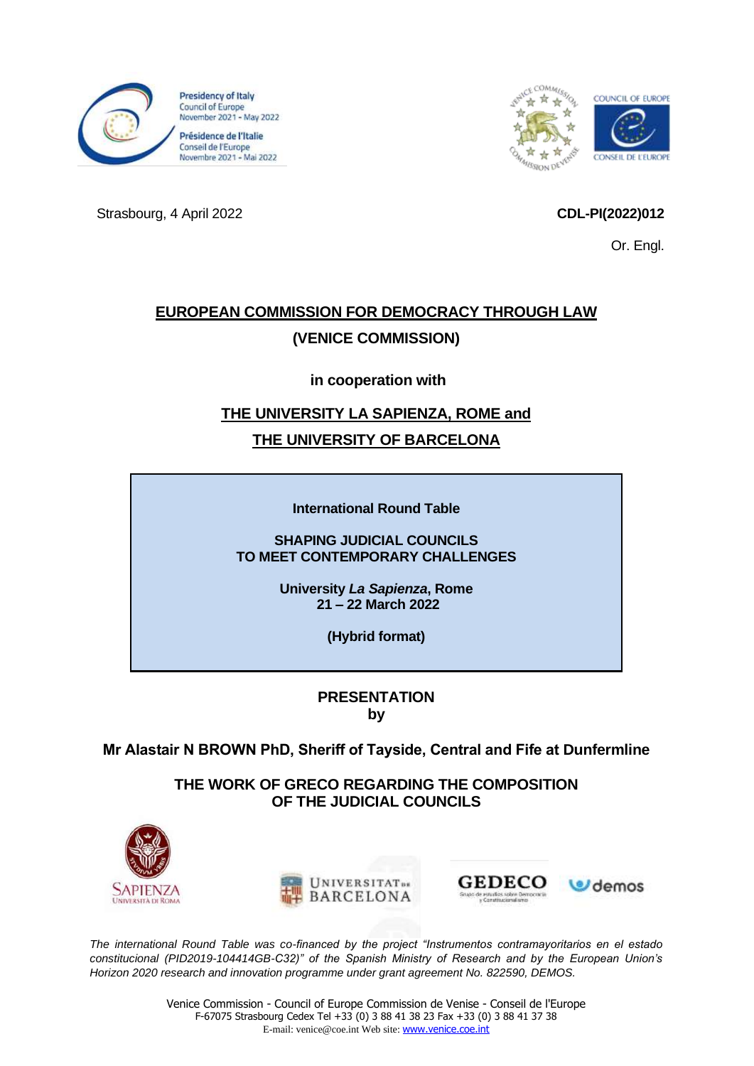Presidency of Italy
Council of Europe
November 2021 - May 2022

Présidence de l'Italie
Conseil de l'Europe
Novembre 2021 - Mai 2022

COUNCIL OF EUROPE
CONSEIL DE L'EUROPE

Strasbourg, 4 April 2022

**CDL-PI(2022)012**

Or. Engl.

# EUROPEAN COMMISSION FOR DEMOCRACY THROUGH LAW (VENICE COMMISSION)

**in cooperation with**

**THE UNIVERSITY LA SAPIENZA, ROME and THE UNIVERSITY OF BARCELONA**

**International Round Table**

**SHAPING JUDICIAL COUNCILS TO MEET CONTEMPORARY CHALLENGES**

**University *La Sapienza*, Rome**
**21 – 22 March 2022**

**(Hybrid format)**

**PRESENTATION by**

**Mr Alastair N BROWN PhD, Sheriff of Tayside, Central and Fife at Dunfermline**

## THE WORK OF GRECO REGARDING THE COMPOSITION OF THE JUDICIAL COUNCILS

*The international Round Table was co-financed by the project "Instrumentos contramayoritarios en el estado constitucional (PID2019-104414GB-C32)" of the Spanish Ministry of Research and by the European Union's Horizon 2020 research and innovation programme under grant agreement No. 822590, DEMOS.*

Venice Commission - Council of Europe Commission de Venise - Conseil de l'Europe
F-67075 Strasbourg Cedex Tel +33 (0) 3 88 41 38 23 Fax +33 (0) 3 88 41 37 38
E-mail: venice@coe.int Web site: www.venice.coe.int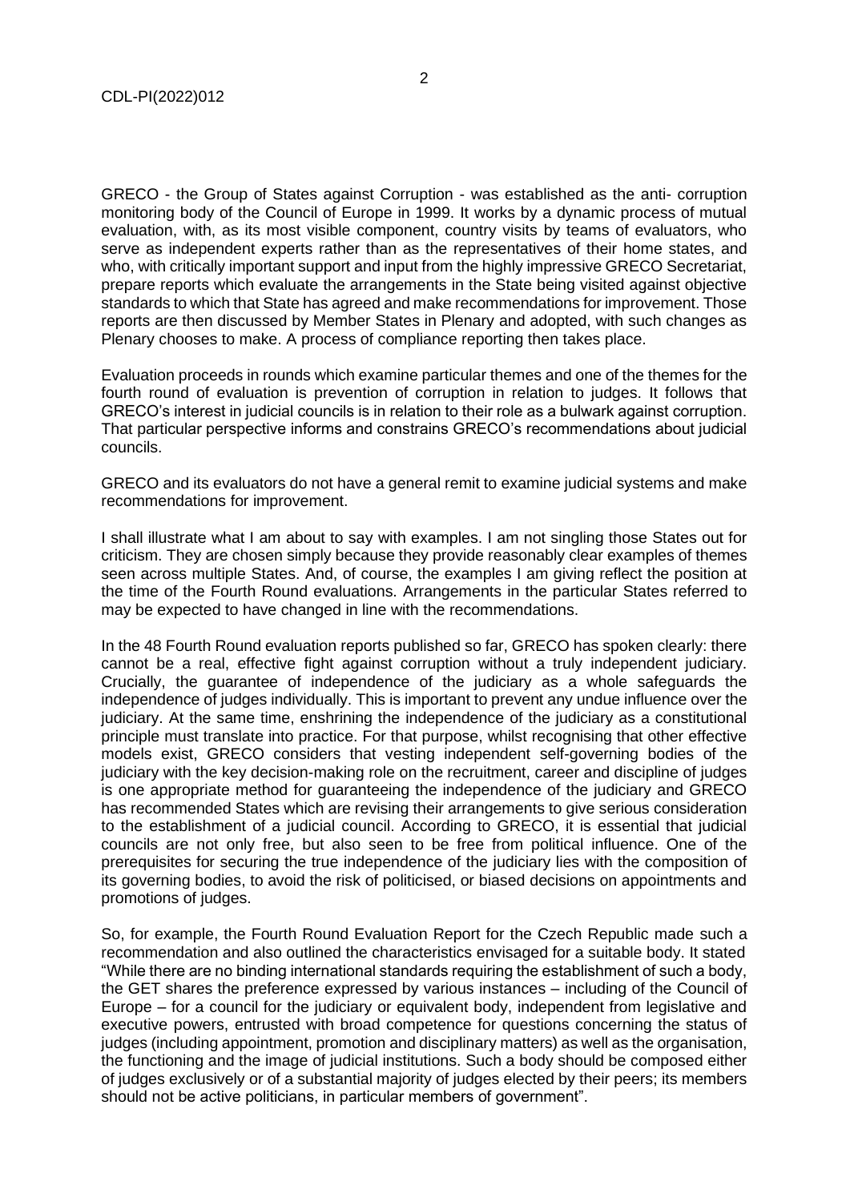GRECO - the Group of States against Corruption - was established as the anti- corruption monitoring body of the Council of Europe in 1999. It works by a dynamic process of mutual evaluation, with, as its most visible component, country visits by teams of evaluators, who serve as independent experts rather than as the representatives of their home states, and who, with critically important support and input from the highly impressive GRECO Secretariat, prepare reports which evaluate the arrangements in the State being visited against objective standards to which that State has agreed and make recommendations for improvement. Those reports are then discussed by Member States in Plenary and adopted, with such changes as Plenary chooses to make. A process of compliance reporting then takes place.

Evaluation proceeds in rounds which examine particular themes and one of the themes for the fourth round of evaluation is prevention of corruption in relation to judges. It follows that GRECO's interest in judicial councils is in relation to their role as a bulwark against corruption. That particular perspective informs and constrains GRECO's recommendations about judicial councils.

GRECO and its evaluators do not have a general remit to examine judicial systems and make recommendations for improvement.

I shall illustrate what I am about to say with examples. I am not singling those States out for criticism. They are chosen simply because they provide reasonably clear examples of themes seen across multiple States. And, of course, the examples I am giving reflect the position at the time of the Fourth Round evaluations. Arrangements in the particular States referred to may be expected to have changed in line with the recommendations.

In the 48 Fourth Round evaluation reports published so far, GRECO has spoken clearly: there cannot be a real, effective fight against corruption without a truly independent judiciary. Crucially, the guarantee of independence of the judiciary as a whole safeguards the independence of judges individually. This is important to prevent any undue influence over the judiciary. At the same time, enshrining the independence of the judiciary as a constitutional principle must translate into practice. For that purpose, whilst recognising that other effective models exist, GRECO considers that vesting independent self-governing bodies of the judiciary with the key decision-making role on the recruitment, career and discipline of judges is one appropriate method for guaranteeing the independence of the judiciary and GRECO has recommended States which are revising their arrangements to give serious consideration to the establishment of a judicial council. According to GRECO, it is essential that judicial councils are not only free, but also seen to be free from political influence. One of the prerequisites for securing the true independence of the judiciary lies with the composition of its governing bodies, to avoid the risk of politicised, or biased decisions on appointments and promotions of judges.

So, for example, the Fourth Round Evaluation Report for the Czech Republic made such a recommendation and also outlined the characteristics envisaged for a suitable body. It stated "While there are no binding international standards requiring the establishment of such a body, the GET shares the preference expressed by various instances – including of the Council of Europe – for a council for the judiciary or equivalent body, independent from legislative and executive powers, entrusted with broad competence for questions concerning the status of judges (including appointment, promotion and disciplinary matters) as well as the organisation, the functioning and the image of judicial institutions. Such a body should be composed either of judges exclusively or of a substantial majority of judges elected by their peers; its members should not be active politicians, in particular members of government".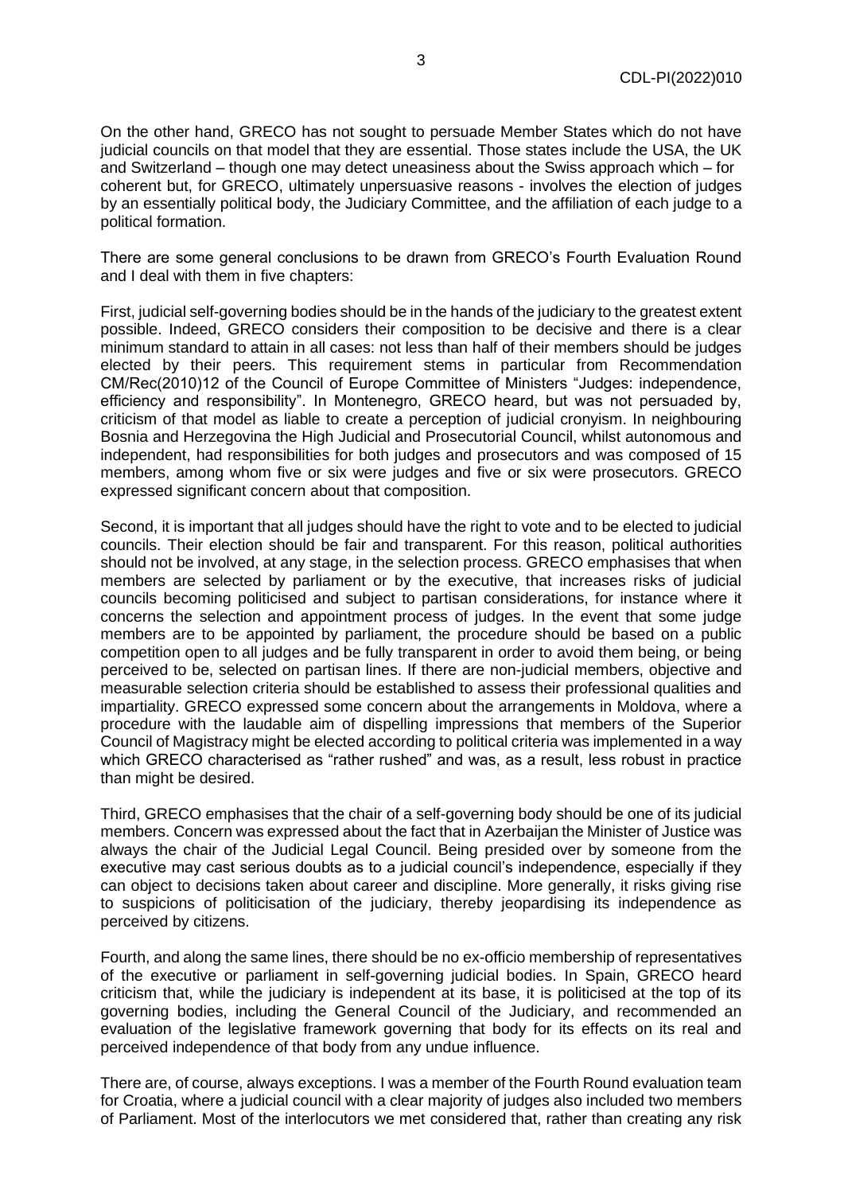On the other hand, GRECO has not sought to persuade Member States which do not have judicial councils on that model that they are essential. Those states include the USA, the UK and Switzerland – though one may detect uneasiness about the Swiss approach which – for coherent but, for GRECO, ultimately unpersuasive reasons - involves the election of judges by an essentially political body, the Judiciary Committee, and the affiliation of each judge to a political formation.

There are some general conclusions to be drawn from GRECO's Fourth Evaluation Round and I deal with them in five chapters:

First, judicial self-governing bodies should be in the hands of the judiciary to the greatest extent possible. Indeed, GRECO considers their composition to be decisive and there is a clear minimum standard to attain in all cases: not less than half of their members should be judges elected by their peers. This requirement stems in particular from Recommendation CM/Rec(2010)12 of the Council of Europe Committee of Ministers "Judges: independence, efficiency and responsibility". In Montenegro, GRECO heard, but was not persuaded by, criticism of that model as liable to create a perception of judicial cronyism. In neighbouring Bosnia and Herzegovina the High Judicial and Prosecutorial Council, whilst autonomous and independent, had responsibilities for both judges and prosecutors and was composed of 15 members, among whom five or six were judges and five or six were prosecutors. GRECO expressed significant concern about that composition.

Second, it is important that all judges should have the right to vote and to be elected to judicial councils. Their election should be fair and transparent. For this reason, political authorities should not be involved, at any stage, in the selection process. GRECO emphasises that when members are selected by parliament or by the executive, that increases risks of judicial councils becoming politicised and subject to partisan considerations, for instance where it concerns the selection and appointment process of judges. In the event that some judge members are to be appointed by parliament, the procedure should be based on a public competition open to all judges and be fully transparent in order to avoid them being, or being perceived to be, selected on partisan lines. If there are non-judicial members, objective and measurable selection criteria should be established to assess their professional qualities and impartiality. GRECO expressed some concern about the arrangements in Moldova, where a procedure with the laudable aim of dispelling impressions that members of the Superior Council of Magistracy might be elected according to political criteria was implemented in a way which GRECO characterised as "rather rushed" and was, as a result, less robust in practice than might be desired.

Third, GRECO emphasises that the chair of a self-governing body should be one of its judicial members. Concern was expressed about the fact that in Azerbaijan the Minister of Justice was always the chair of the Judicial Legal Council. Being presided over by someone from the executive may cast serious doubts as to a judicial council's independence, especially if they can object to decisions taken about career and discipline. More generally, it risks giving rise to suspicions of politicisation of the judiciary, thereby jeopardising its independence as perceived by citizens.

Fourth, and along the same lines, there should be no ex-officio membership of representatives of the executive or parliament in self-governing judicial bodies. In Spain, GRECO heard criticism that, while the judiciary is independent at its base, it is politicised at the top of its governing bodies, including the General Council of the Judiciary, and recommended an evaluation of the legislative framework governing that body for its effects on its real and perceived independence of that body from any undue influence.

There are, of course, always exceptions. I was a member of the Fourth Round evaluation team for Croatia, where a judicial council with a clear majority of judges also included two members of Parliament. Most of the interlocutors we met considered that, rather than creating any risk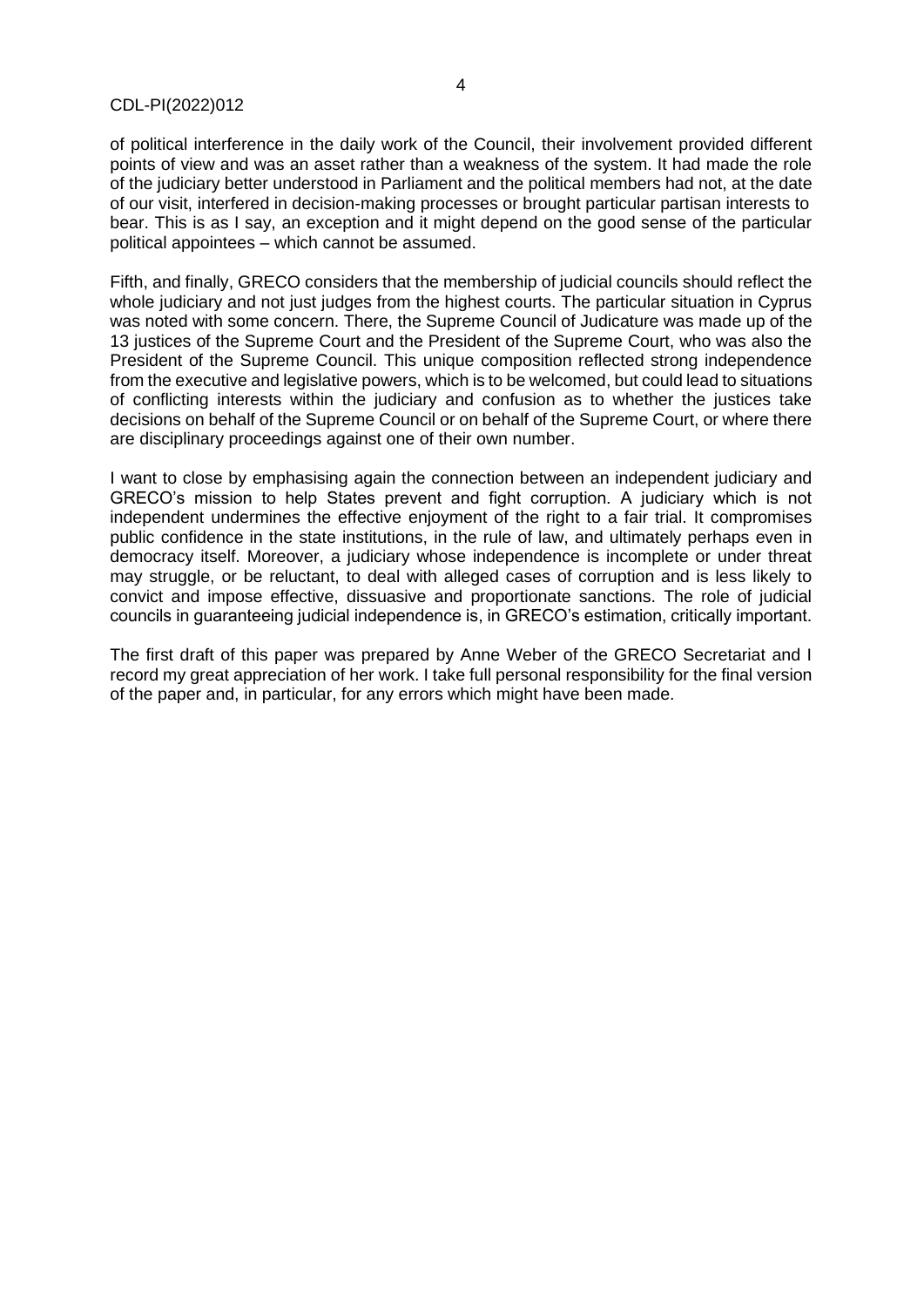of political interference in the daily work of the Council, their involvement provided different points of view and was an asset rather than a weakness of the system. It had made the role of the judiciary better understood in Parliament and the political members had not, at the date of our visit, interfered in decision-making processes or brought particular partisan interests to bear. This is as I say, an exception and it might depend on the good sense of the particular political appointees – which cannot be assumed.

Fifth, and finally, GRECO considers that the membership of judicial councils should reflect the whole judiciary and not just judges from the highest courts. The particular situation in Cyprus was noted with some concern. There, the Supreme Council of Judicature was made up of the 13 justices of the Supreme Court and the President of the Supreme Court, who was also the President of the Supreme Council. This unique composition reflected strong independence from the executive and legislative powers, which is to be welcomed, but could lead to situations of conflicting interests within the judiciary and confusion as to whether the justices take decisions on behalf of the Supreme Council or on behalf of the Supreme Court, or where there are disciplinary proceedings against one of their own number.

I want to close by emphasising again the connection between an independent judiciary and GRECO's mission to help States prevent and fight corruption. A judiciary which is not independent undermines the effective enjoyment of the right to a fair trial. It compromises public confidence in the state institutions, in the rule of law, and ultimately perhaps even in democracy itself. Moreover, a judiciary whose independence is incomplete or under threat may struggle, or be reluctant, to deal with alleged cases of corruption and is less likely to convict and impose effective, dissuasive and proportionate sanctions. The role of judicial councils in guaranteeing judicial independence is, in GRECO's estimation, critically important.

The first draft of this paper was prepared by Anne Weber of the GRECO Secretariat and I record my great appreciation of her work. I take full personal responsibility for the final version of the paper and, in particular, for any errors which might have been made.